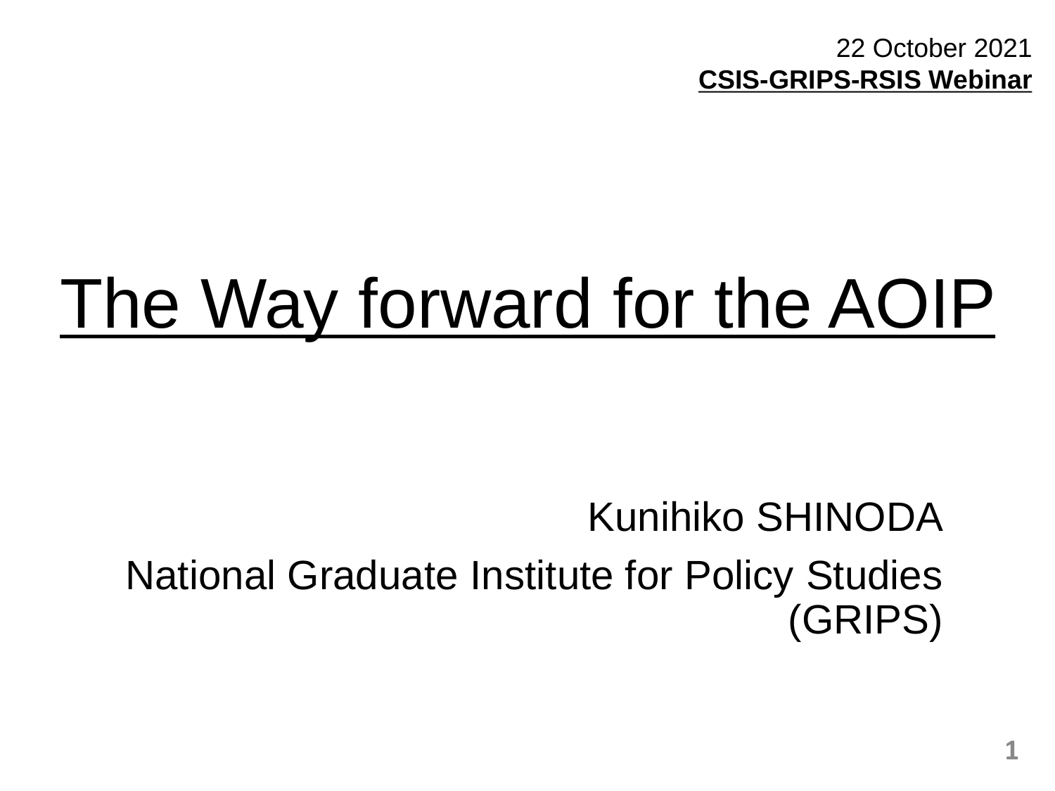22 October 2021

**CSIS-GRIPS-RSIS Webinar**

# The Way forward for the AOIP

Kunihiko SHINODA

National Graduate Institute for Policy Studies (GRIPS)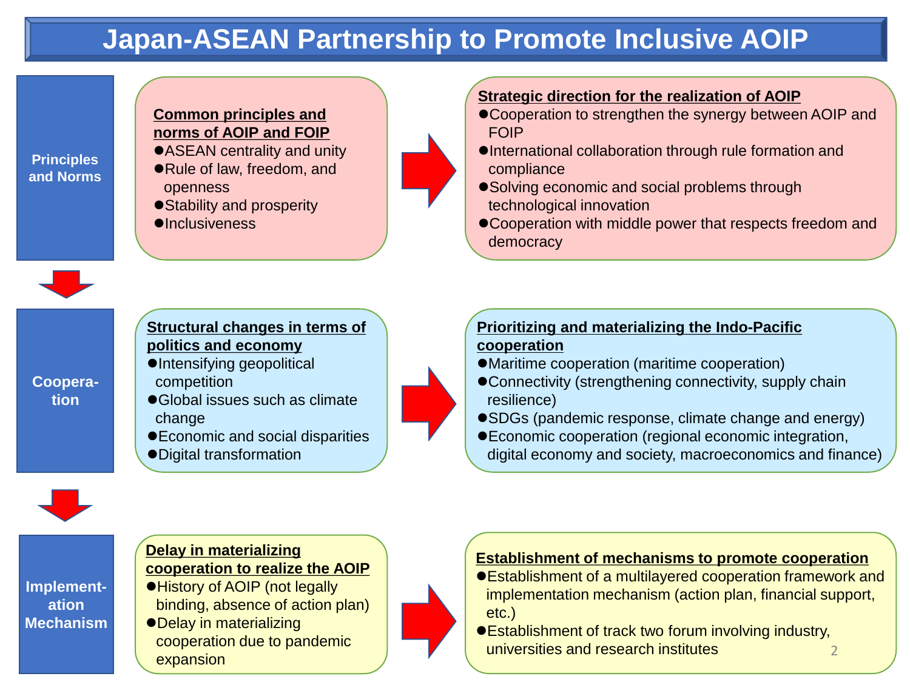# Japan-ASEAN Partnership to Promote Inclusive AOIP

## Principles and Norms

**Common principles and norms of AOIP and FOIP**

- ASEAN centrality and unity
- Rule of law, freedom, and openness
- Stability and prosperity
- Inclusiveness

**Strategic direction for the realization of AOIP**

- Cooperation to strengthen the synergy between AOIP and FOIP
- International collaboration through rule formation and compliance
- Solving economic and social problems through technological innovation
- Cooperation with middle power that respects freedom and democracy

## Cooperation

**Structural changes in terms of politics and economy**

- Intensifying geopolitical competition
- Global issues such as climate change
- Economic and social disparities
- Digital transformation

**Prioritizing and materializing the Indo-Pacific cooperation**

- Maritime cooperation (maritime cooperation)
- Connectivity (strengthening connectivity, supply chain resilience)
- SDGs (pandemic response, climate change and energy)
- Economic cooperation (regional economic integration, digital economy and society, macroeconomics and finance)

## Implementation Mechanism

**Delay in materializing cooperation to realize the AOIP**

- History of AOIP (not legally binding, absence of action plan)
- Delay in materializing cooperation due to pandemic expansion

**Establishment of mechanisms to promote cooperation**

- Establishment of a multilayered cooperation framework and implementation mechanism (action plan, financial support, etc.)
- Establishment of track two forum involving industry, universities and research institutes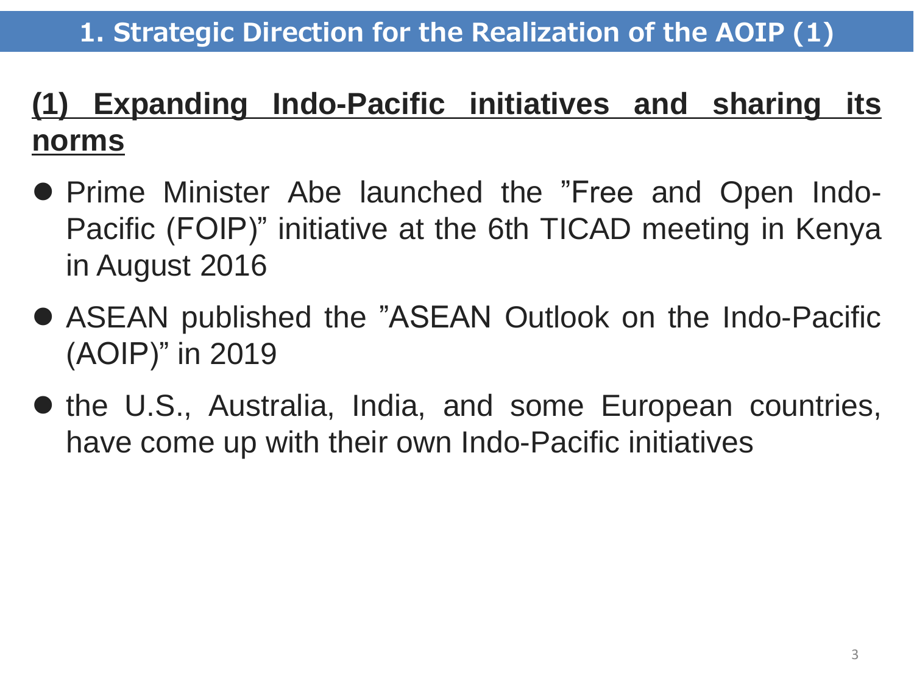# 1. Strategic Direction for the Realization of the AOIP (1)

## (1) Expanding Indo-Pacific initiatives and sharing its norms

- Prime Minister Abe launched the "Free and Open Indo-Pacific (FOIP)" initiative at the 6th TICAD meeting in Kenya in August 2016
- ASEAN published the "ASEAN Outlook on the Indo-Pacific (AOIP)" in 2019
- the U.S., Australia, India, and some European countries, have come up with their own Indo-Pacific initiatives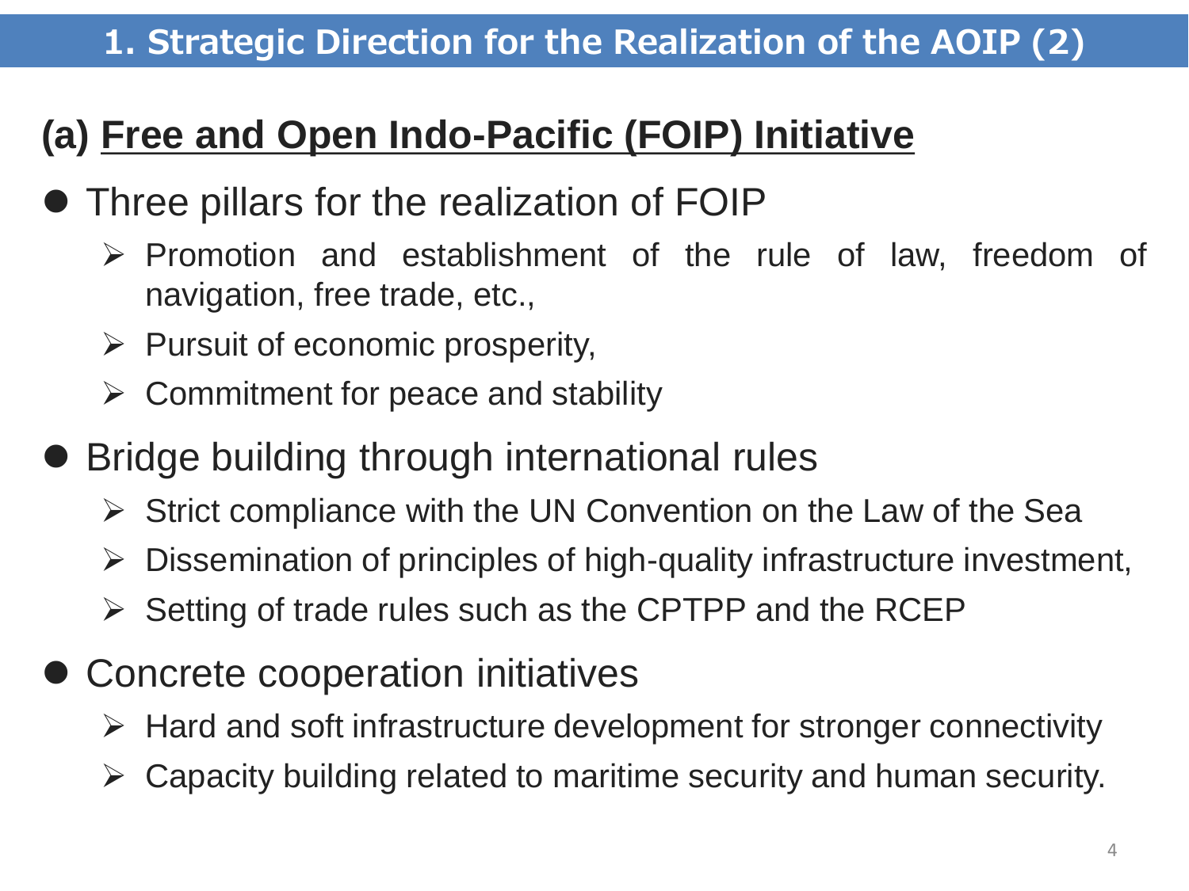# 1. Strategic Direction for the Realization of the AOIP (2)

## (a) Free and Open Indo-Pacific (FOIP) Initiative

- Three pillars for the realization of FOIP
  - Promotion and establishment of the rule of law, freedom of navigation, free trade, etc.,
  - Pursuit of economic prosperity,
  - Commitment for peace and stability
- Bridge building through international rules
  - Strict compliance with the UN Convention on the Law of the Sea
  - Dissemination of principles of high-quality infrastructure investment,
  - Setting of trade rules such as the CPTPP and the RCEP
- Concrete cooperation initiatives
  - Hard and soft infrastructure development for stronger connectivity
  - Capacity building related to maritime security and human security.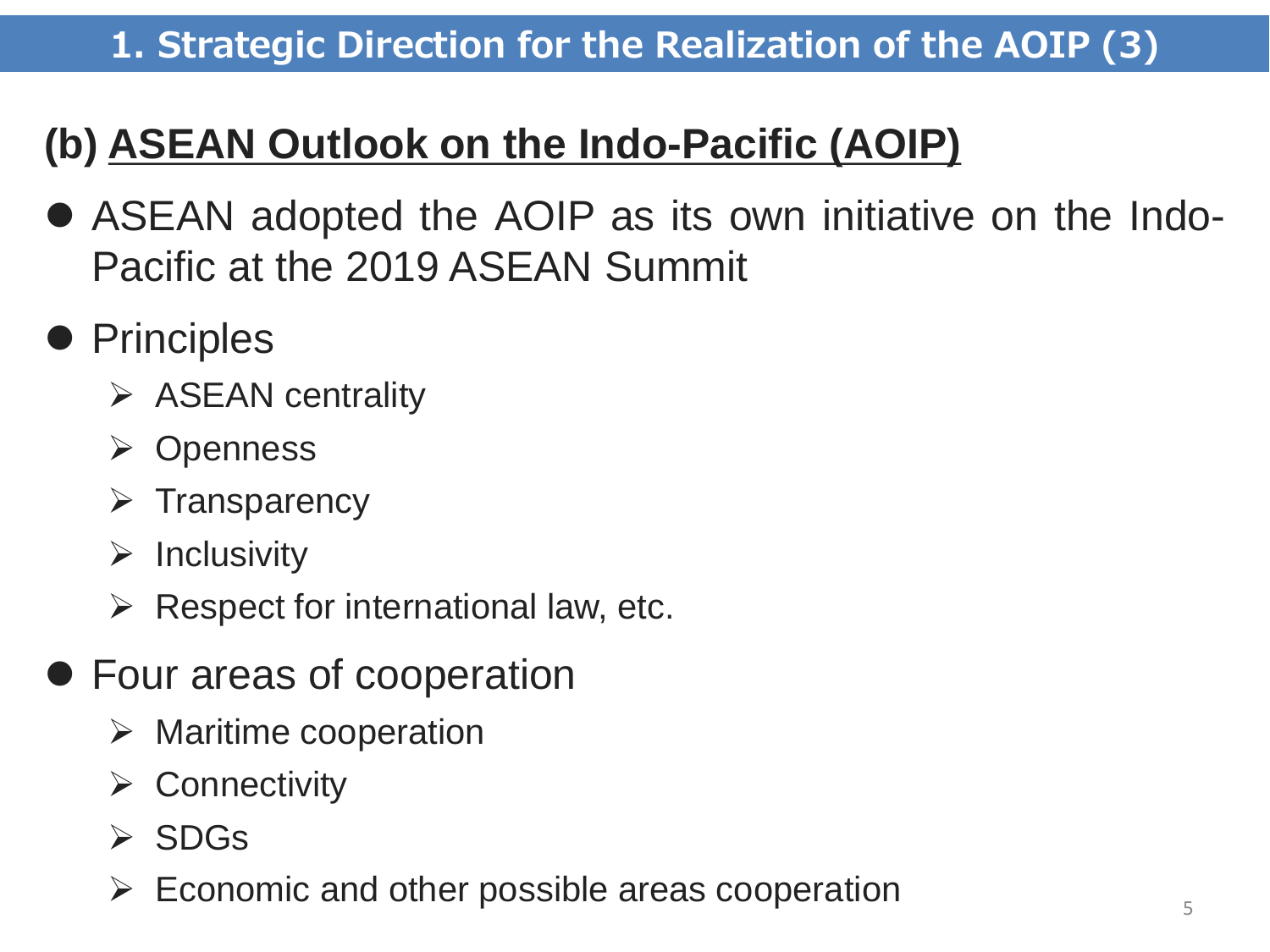# 1. Strategic Direction for the Realization of the AOIP (3)

## (b) ASEAN Outlook on the Indo-Pacific (AOIP)

- ASEAN adopted the AOIP as its own initiative on the Indo-Pacific at the 2019 ASEAN Summit
- Principles
  - ASEAN centrality
  - Openness
  - Transparency
  - Inclusivity
  - Respect for international law, etc.
- Four areas of cooperation
  - Maritime cooperation
  - Connectivity
  - SDGs
  - Economic and other possible areas cooperation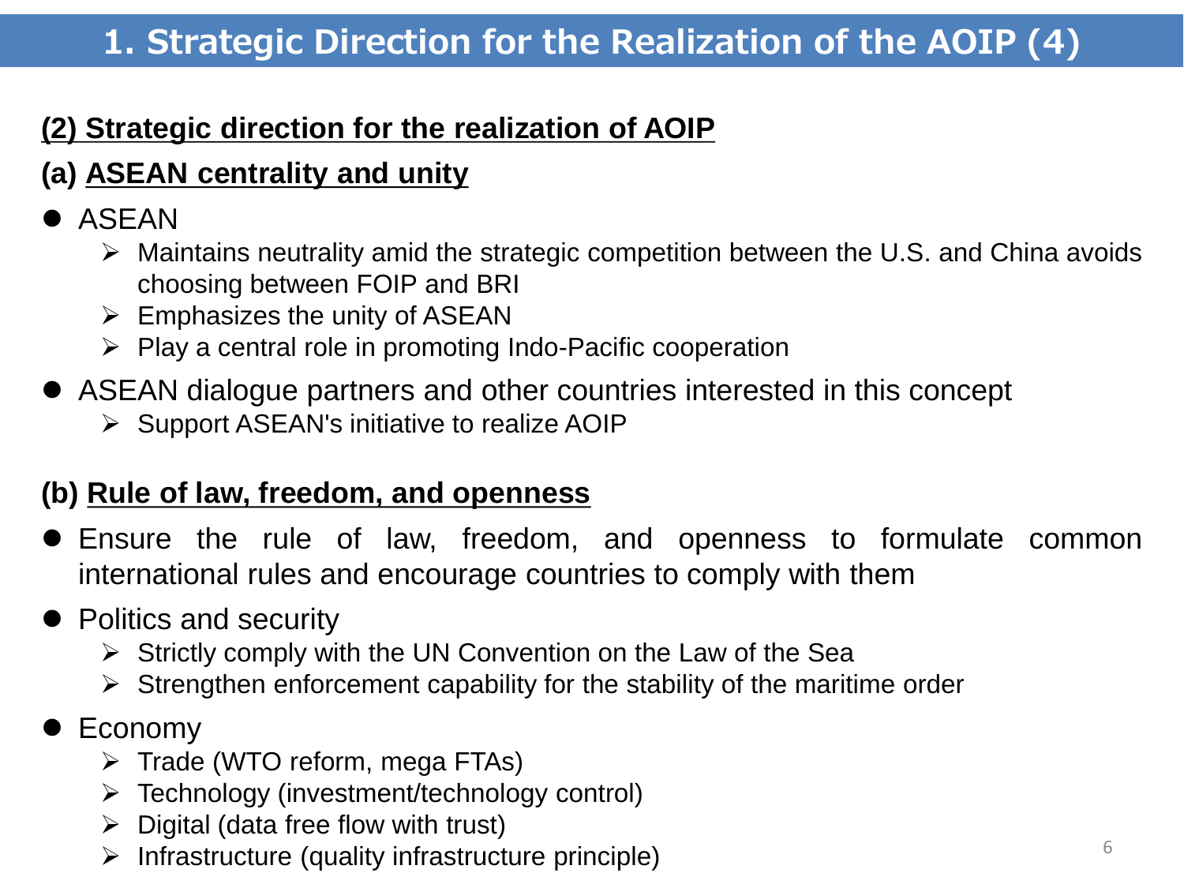# 1. Strategic Direction for the Realization of the AOIP (4)

## (2) Strategic direction for the realization of AOIP

### (a) ASEAN centrality and unity

- ASEAN
  - Maintains neutrality amid the strategic competition between the U.S. and China avoids choosing between FOIP and BRI
  - Emphasizes the unity of ASEAN
  - Play a central role in promoting Indo-Pacific cooperation
- ASEAN dialogue partners and other countries interested in this concept
  - Support ASEAN's initiative to realize AOIP

### (b) Rule of law, freedom, and openness

- Ensure the rule of law, freedom, and openness to formulate common international rules and encourage countries to comply with them
- Politics and security
  - Strictly comply with the UN Convention on the Law of the Sea
  - Strengthen enforcement capability for the stability of the maritime order
- Economy
  - Trade (WTO reform, mega FTAs)
  - Technology (investment/technology control)
  - Digital (data free flow with trust)
  - Infrastructure (quality infrastructure principle)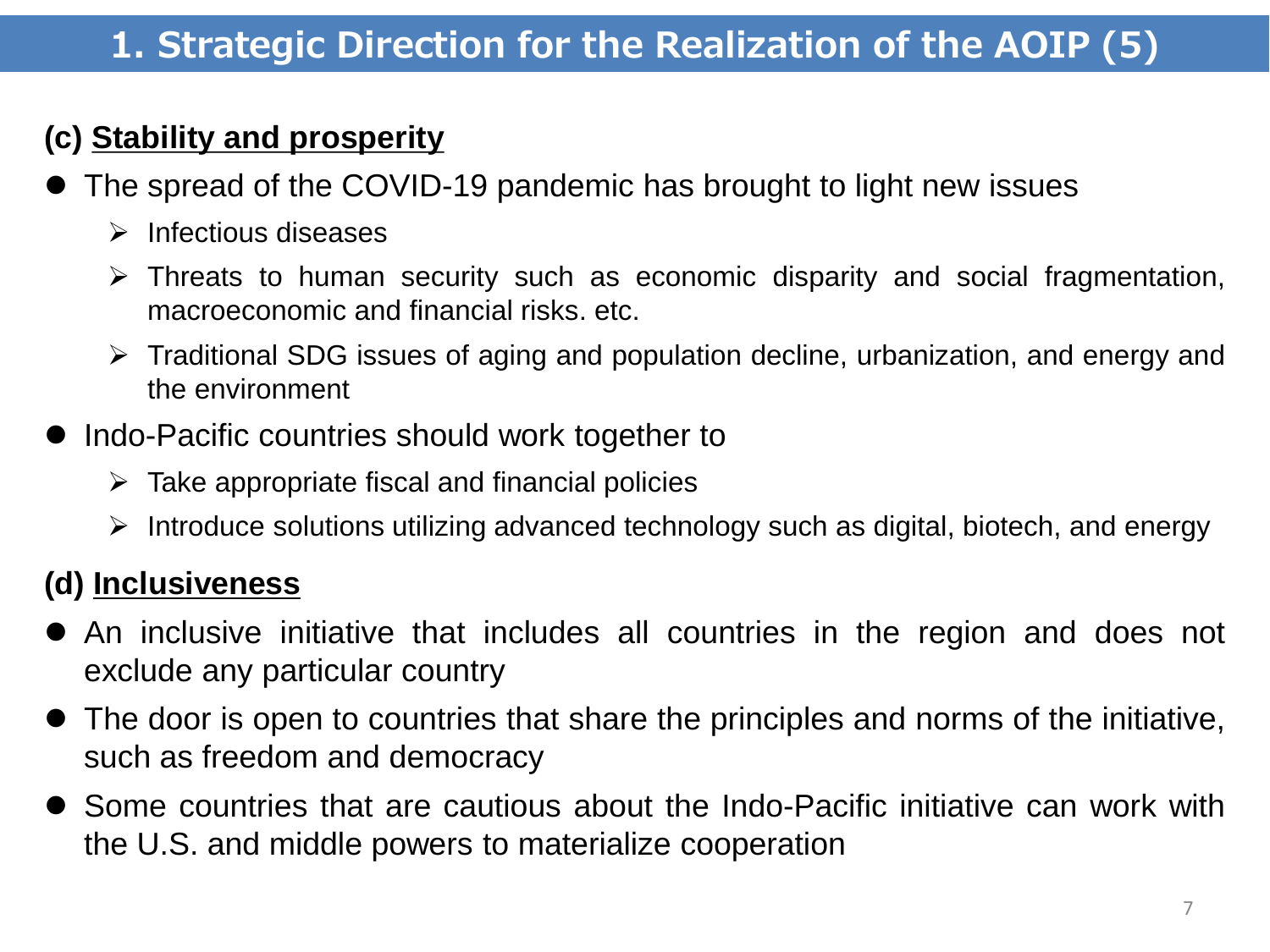# 1. Strategic Direction for the Realization of the AOIP (5)

### (c) Stability and prosperity

- The spread of the COVID-19 pandemic has brought to light new issues
  - Infectious diseases
  - Threats to human security such as economic disparity and social fragmentation, macroeconomic and financial risks. etc.
  - Traditional SDG issues of aging and population decline, urbanization, and energy and the environment
- Indo-Pacific countries should work together to
  - Take appropriate fiscal and financial policies
  - Introduce solutions utilizing advanced technology such as digital, biotech, and energy

### (d) Inclusiveness

- An inclusive initiative that includes all countries in the region and does not exclude any particular country
- The door is open to countries that share the principles and norms of the initiative, such as freedom and democracy
- Some countries that are cautious about the Indo-Pacific initiative can work with the U.S. and middle powers to materialize cooperation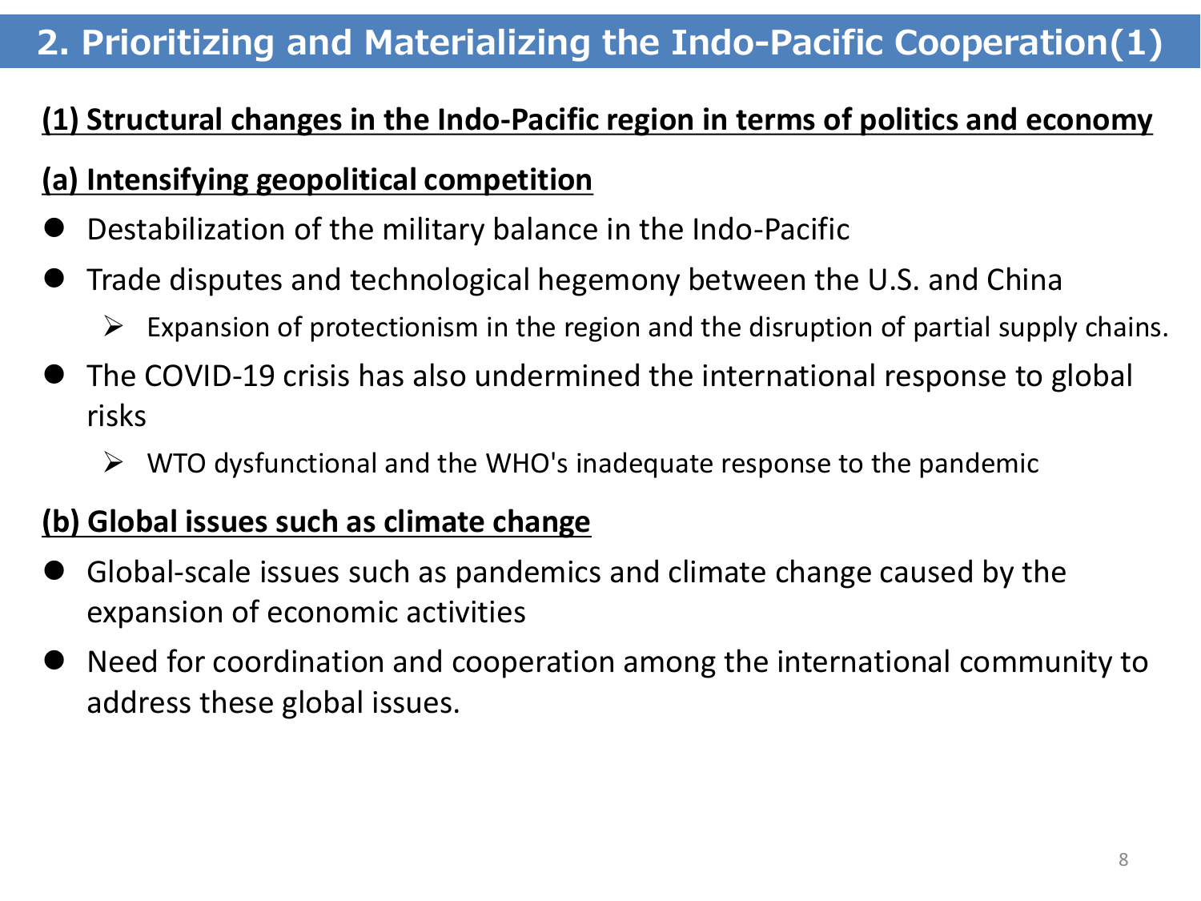# 2. Prioritizing and Materializing the Indo-Pacific Cooperation(1)

## (1) Structural changes in the Indo-Pacific region in terms of politics and economy

### (a) Intensifying geopolitical competition

- Destabilization of the military balance in the Indo-Pacific
- Trade disputes and technological hegemony between the U.S. and China
  - Expansion of protectionism in the region and the disruption of partial supply chains.
- The COVID-19 crisis has also undermined the international response to global risks
  - WTO dysfunctional and the WHO's inadequate response to the pandemic

### (b) Global issues such as climate change

- Global-scale issues such as pandemics and climate change caused by the expansion of economic activities
- Need for coordination and cooperation among the international community to address these global issues.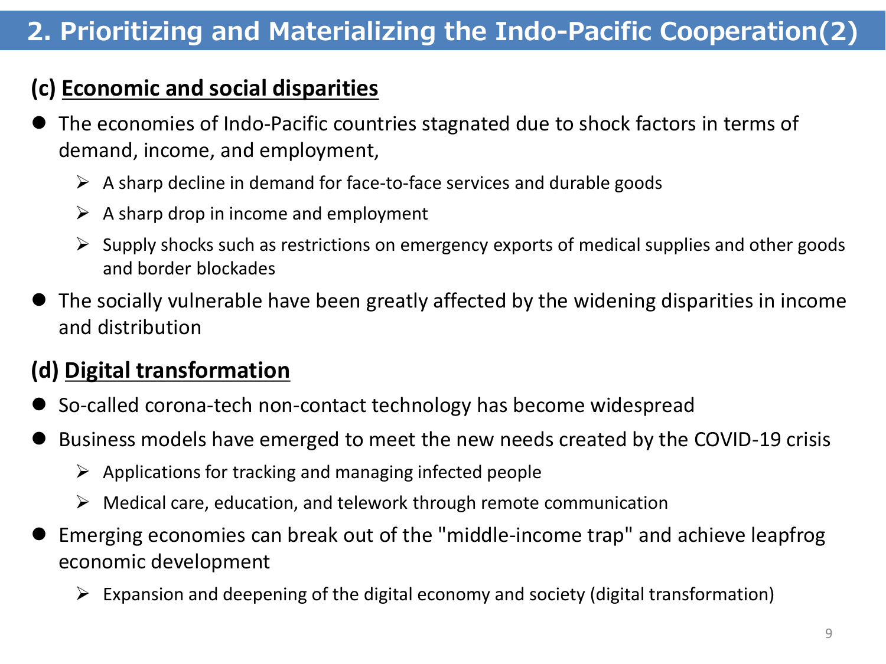# 2. Prioritizing and Materializing the Indo-Pacific Cooperation(2)

## (c) <u>Economic and social disparities</u>

- The economies of Indo-Pacific countries stagnated due to shock factors in terms of demand, income, and employment,
  - A sharp decline in demand for face-to-face services and durable goods
  - A sharp drop in income and employment
  - Supply shocks such as restrictions on emergency exports of medical supplies and other goods and border blockades
- The socially vulnerable have been greatly affected by the widening disparities in income and distribution

## (d) <u>Digital transformation</u>

- So-called corona-tech non-contact technology has become widespread
- Business models have emerged to meet the new needs created by the COVID-19 crisis
  - Applications for tracking and managing infected people
  - Medical care, education, and telework through remote communication
- Emerging economies can break out of the "middle-income trap" and achieve leapfrog economic development
  - Expansion and deepening of the digital economy and society (digital transformation)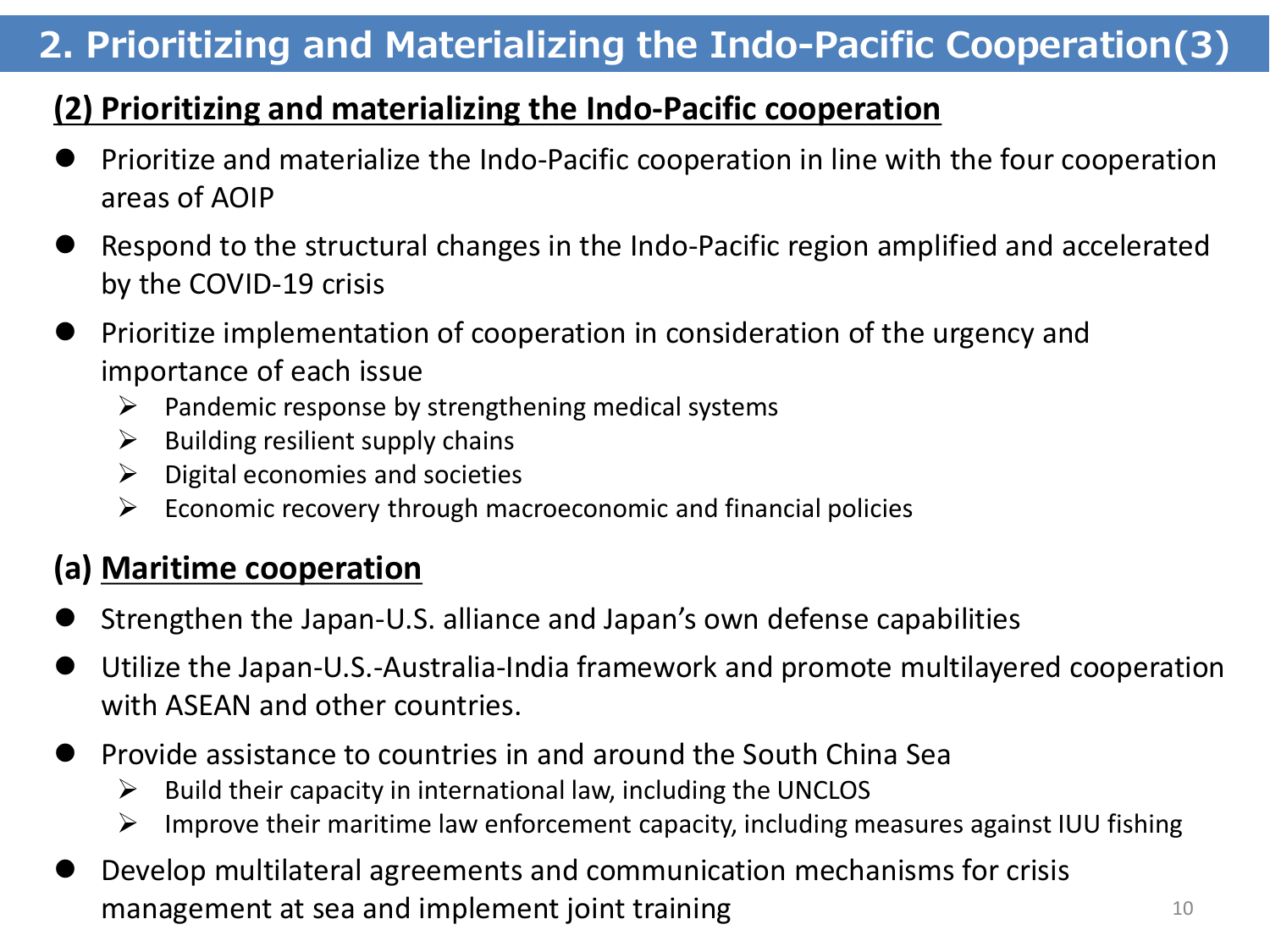# 2. Prioritizing and Materializing the Indo-Pacific Cooperation(3)

## (2) Prioritizing and materializing the Indo-Pacific cooperation

- Prioritize and materialize the Indo-Pacific cooperation in line with the four cooperation areas of AOIP
- Respond to the structural changes in the Indo-Pacific region amplified and accelerated by the COVID-19 crisis
- Prioritize implementation of cooperation in consideration of the urgency and importance of each issue
  - Pandemic response by strengthening medical systems
  - Building resilient supply chains
  - Digital economies and societies
  - Economic recovery through macroeconomic and financial policies

## (a) Maritime cooperation

- Strengthen the Japan-U.S. alliance and Japan's own defense capabilities
- Utilize the Japan-U.S.-Australia-India framework and promote multilayered cooperation with ASEAN and other countries.
- Provide assistance to countries in and around the South China Sea
  - Build their capacity in international law, including the UNCLOS
  - Improve their maritime law enforcement capacity, including measures against IUU fishing
- Develop multilateral agreements and communication mechanisms for crisis management at sea and implement joint training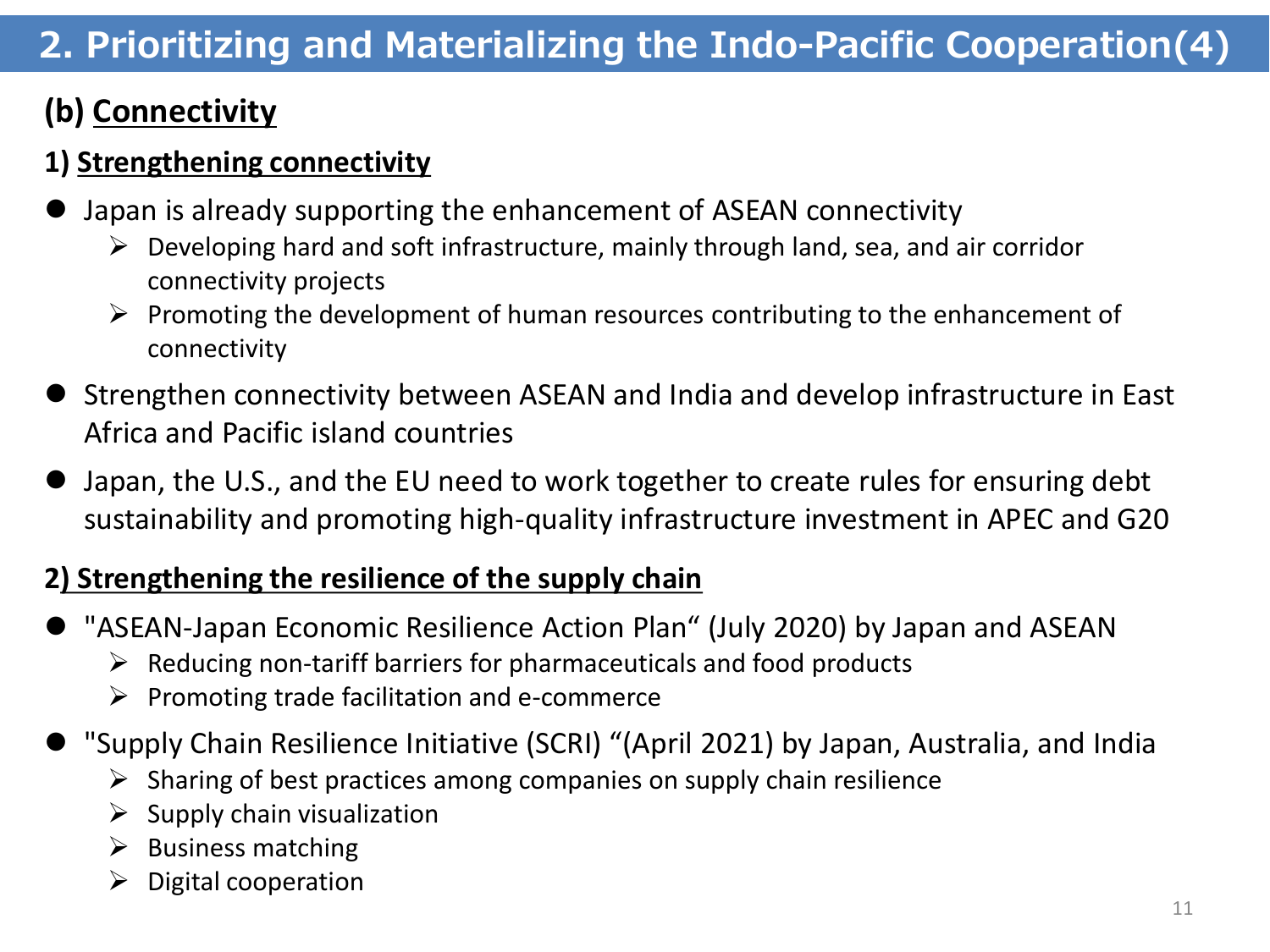# 2. Prioritizing and Materializing the Indo-Pacific Cooperation(4)

## (b) Connectivity

### 1) Strengthening connectivity

- Japan is already supporting the enhancement of ASEAN connectivity
  - Developing hard and soft infrastructure, mainly through land, sea, and air corridor connectivity projects
  - Promoting the development of human resources contributing to the enhancement of connectivity
- Strengthen connectivity between ASEAN and India and develop infrastructure in East Africa and Pacific island countries
- Japan, the U.S., and the EU need to work together to create rules for ensuring debt sustainability and promoting high-quality infrastructure investment in APEC and G20

### 2) Strengthening the resilience of the supply chain

- "ASEAN-Japan Economic Resilience Action Plan“ (July 2020) by Japan and ASEAN
  - Reducing non-tariff barriers for pharmaceuticals and food products
  - Promoting trade facilitation and e-commerce
- "Supply Chain Resilience Initiative (SCRI) “(April 2021) by Japan, Australia, and India
  - Sharing of best practices among companies on supply chain resilience
  - Supply chain visualization
  - Business matching
  - Digital cooperation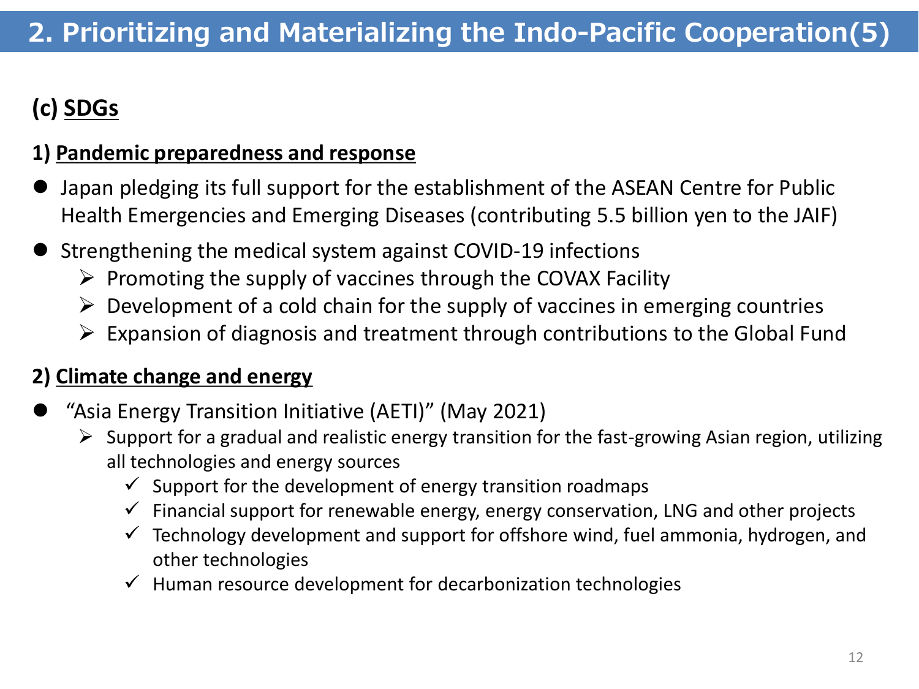# 2. Prioritizing and Materializing the Indo-Pacific Cooperation(5)

## (c) SDGs

### 1) Pandemic preparedness and response

- Japan pledging its full support for the establishment of the ASEAN Centre for Public Health Emergencies and Emerging Diseases (contributing 5.5 billion yen to the JAIF)
- Strengthening the medical system against COVID-19 infections
  - Promoting the supply of vaccines through the COVAX Facility
  - Development of a cold chain for the supply of vaccines in emerging countries
  - Expansion of diagnosis and treatment through contributions to the Global Fund

### 2) Climate change and energy

- "Asia Energy Transition Initiative (AETI)" (May 2021)
  - Support for a gradual and realistic energy transition for the fast-growing Asian region, utilizing all technologies and energy sources
    - ✓ Support for the development of energy transition roadmaps
    - ✓ Financial support for renewable energy, energy conservation, LNG and other projects
    - ✓ Technology development and support for offshore wind, fuel ammonia, hydrogen, and other technologies
    - ✓ Human resource development for decarbonization technologies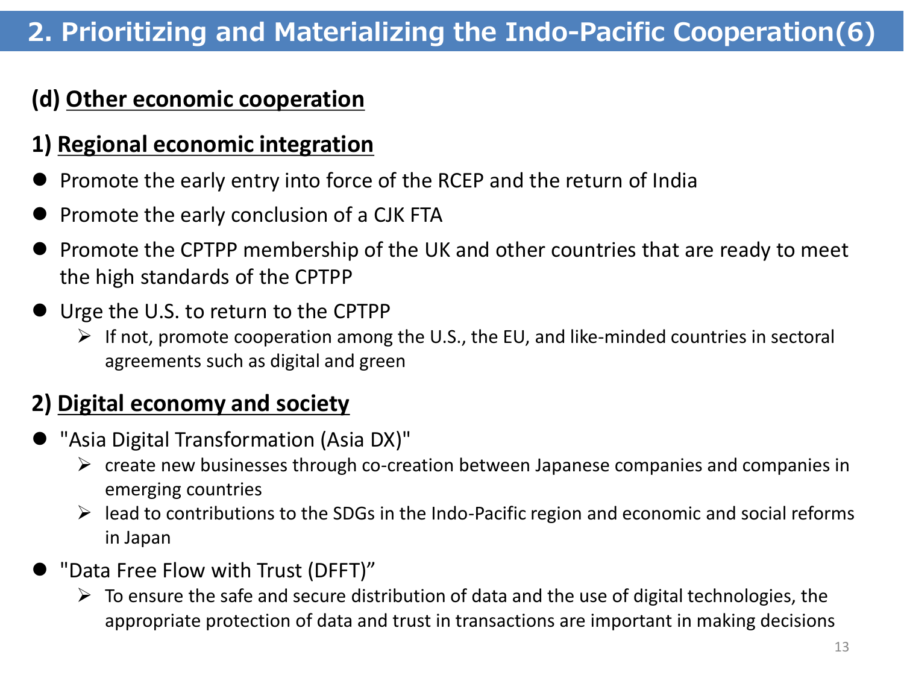# 2. Prioritizing and Materializing the Indo-Pacific Cooperation(6)

## (d) Other economic cooperation

### 1) Regional economic integration

- Promote the early entry into force of the RCEP and the return of India
- Promote the early conclusion of a CJK FTA
- Promote the CPTPP membership of the UK and other countries that are ready to meet the high standards of the CPTPP
- Urge the U.S. to return to the CPTPP
  - If not, promote cooperation among the U.S., the EU, and like-minded countries in sectoral agreements such as digital and green

### 2) Digital economy and society

- "Asia Digital Transformation (Asia DX)"
  - create new businesses through co-creation between Japanese companies and companies in emerging countries
  - lead to contributions to the SDGs in the Indo-Pacific region and economic and social reforms in Japan
- "Data Free Flow with Trust (DFFT)"
  - To ensure the safe and secure distribution of data and the use of digital technologies, the appropriate protection of data and trust in transactions are important in making decisions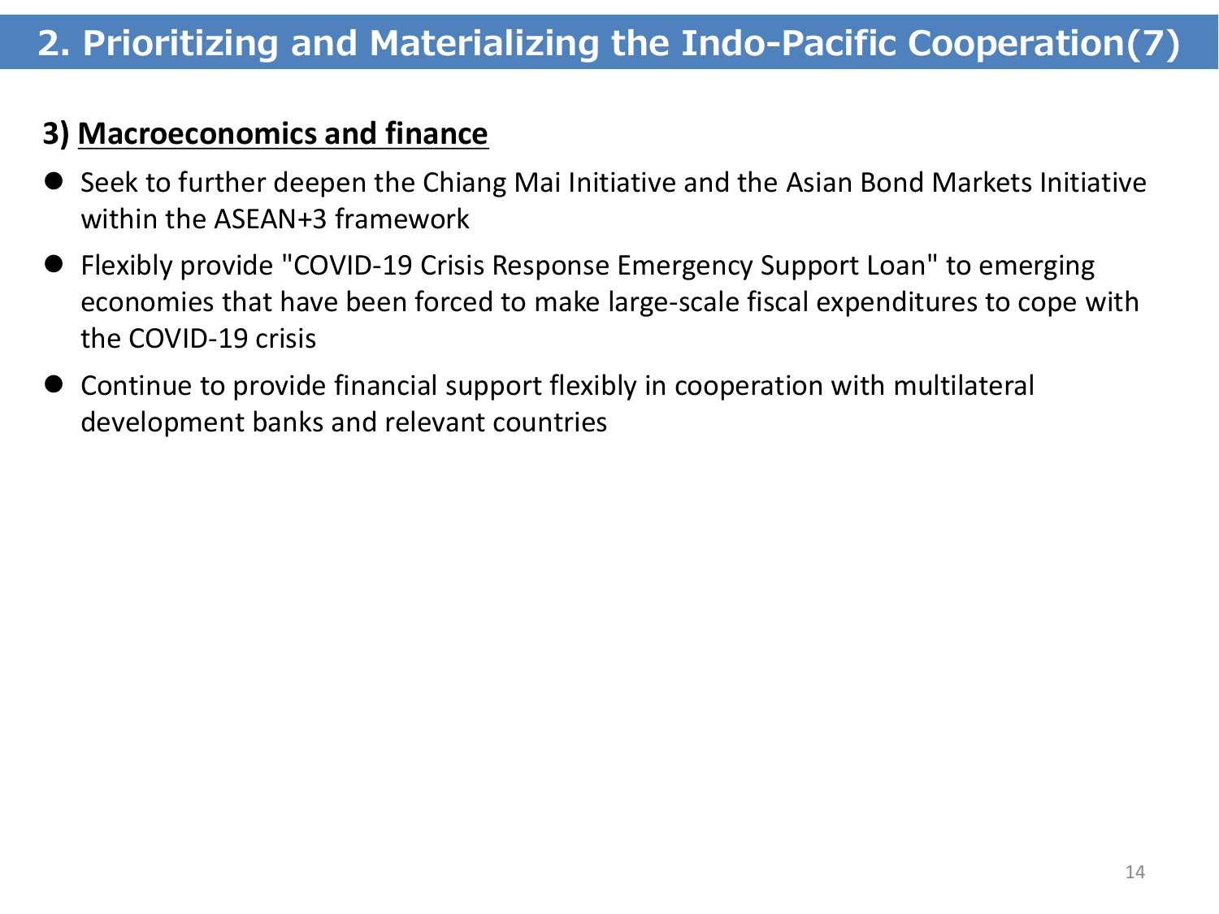## 2. Prioritizing and Materializing the Indo-Pacific Cooperation(7)

### 3) Macroeconomics and finance

- Seek to further deepen the Chiang Mai Initiative and the Asian Bond Markets Initiative within the ASEAN+3 framework
- Flexibly provide "COVID-19 Crisis Response Emergency Support Loan" to emerging economies that have been forced to make large-scale fiscal expenditures to cope with the COVID-19 crisis
- Continue to provide financial support flexibly in cooperation with multilateral development banks and relevant countries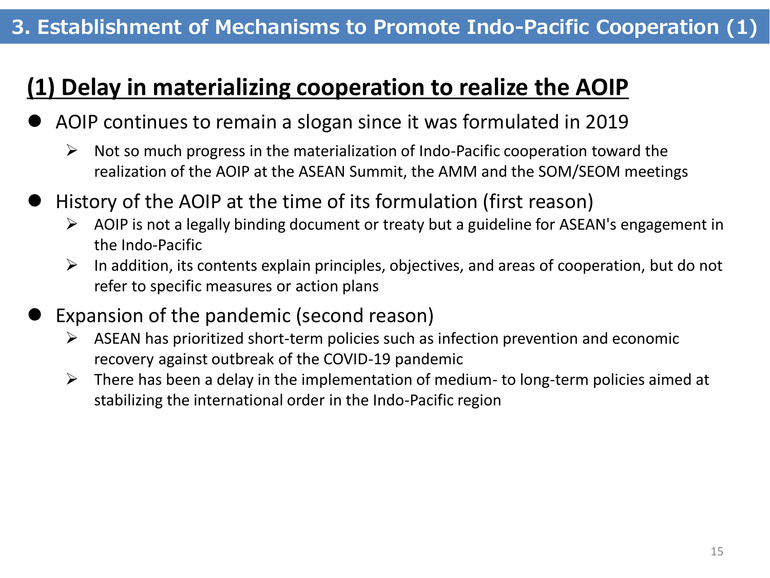# 3. Establishment of Mechanisms to Promote Indo-Pacific Cooperation (1)

## (1) Delay in materializing cooperation to realize the AOIP

- AOIP continues to remain a slogan since it was formulated in 2019
  - Not so much progress in the materialization of Indo-Pacific cooperation toward the realization of the AOIP at the ASEAN Summit, the AMM and the SOM/SEOM meetings
- History of the AOIP at the time of its formulation (first reason)
  - AOIP is not a legally binding document or treaty but a guideline for ASEAN's engagement in the Indo-Pacific
  - In addition, its contents explain principles, objectives, and areas of cooperation, but do not refer to specific measures or action plans
- Expansion of the pandemic (second reason)
  - ASEAN has prioritized short-term policies such as infection prevention and economic recovery against outbreak of the COVID-19 pandemic
  - There has been a delay in the implementation of medium- to long-term policies aimed at stabilizing the international order in the Indo-Pacific region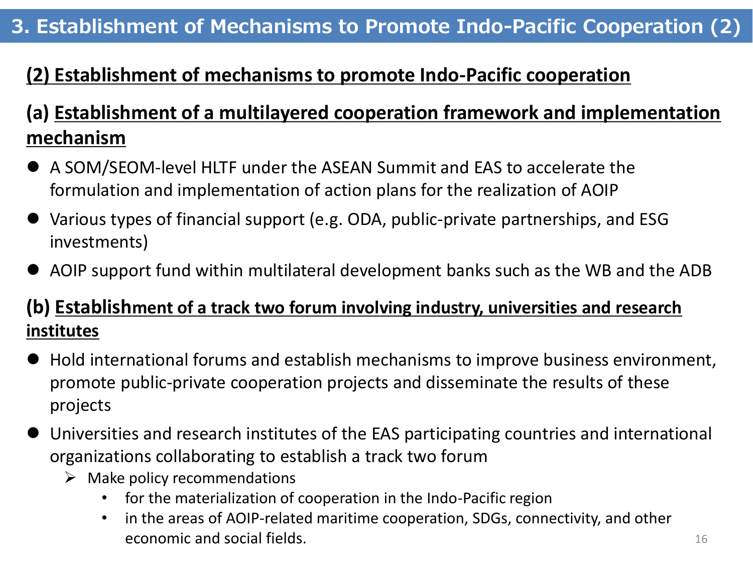# 3. Establishment of Mechanisms to Promote Indo-Pacific Cooperation (2)

## (2) Establishment of mechanisms to promote Indo-Pacific cooperation

### (a) Establishment of a multilayered cooperation framework and implementation mechanism

- A SOM/SEOM-level HLTF under the ASEAN Summit and EAS to accelerate the formulation and implementation of action plans for the realization of AOIP
- Various types of financial support (e.g. ODA, public-private partnerships, and ESG investments)
- AOIP support fund within multilateral development banks such as the WB and the ADB

### (b) Establishment of a track two forum involving industry, universities and research institutes

- Hold international forums and establish mechanisms to improve business environment, promote public-private cooperation projects and disseminate the results of these projects
- Universities and research institutes of the EAS participating countries and international organizations collaborating to establish a track two forum
  - Make policy recommendations
    - for the materialization of cooperation in the Indo-Pacific region
    - in the areas of AOIP-related maritime cooperation, SDGs, connectivity, and other economic and social fields.